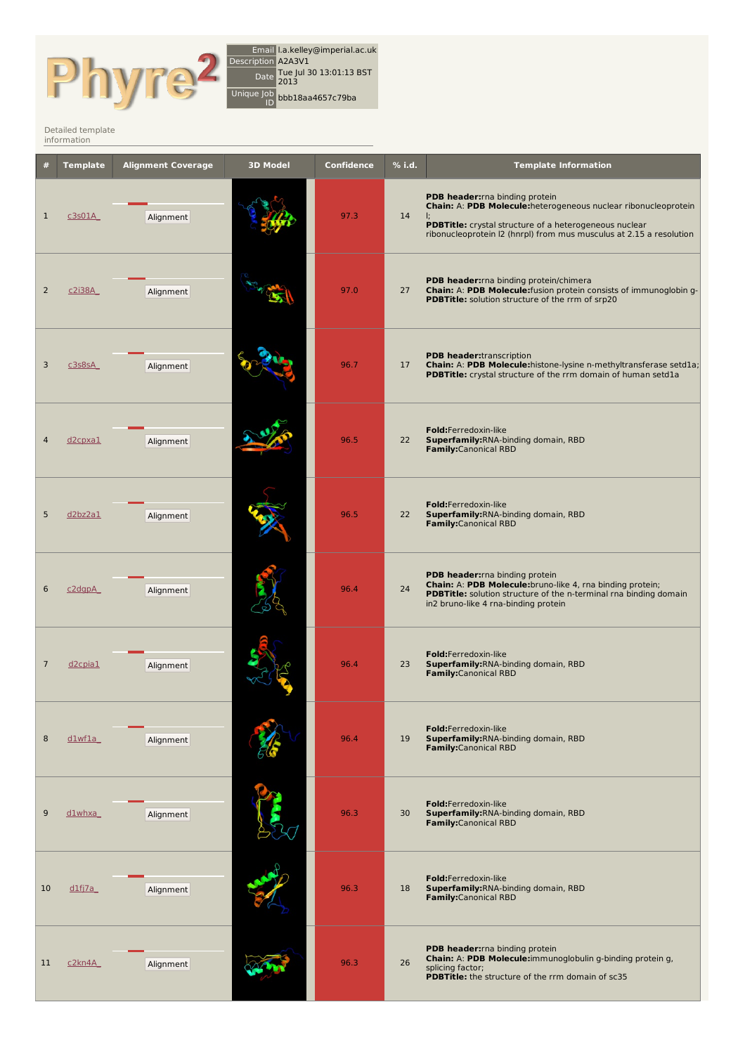Phyre2

| | |
|---|---|
| Email | l.a.kelley@imperial.ac.uk |
| Description | A2A3V1 |
| Date | Tue Jul 30 13:01:13 BST 2013 |
| Unique Job ID | bbb18aa4657c79ba |

Detailed template information

| # | Template | Alignment Coverage | 3D Model | Confidence | % i.d. | Template Information |
|---|---|---|---|---|---|---|
| 1 | c3s01A_ | Alignment | | 97.3 | 14 | **PDB header:** rna binding protein **Chain:** A: **PDB Molecule:** heterogeneous nuclear ribonucleoprotein l; **PDBTitle:** crystal structure of a heterogeneous nuclear ribonucleoprotein l2 (hnrpl) from mus musculus at 2.15 a resolution |
| 2 | c2i38A_ | Alignment | | 97.0 | 27 | **PDB header:** rna binding protein/chimera **Chain:** A: **PDB Molecule:** fusion protein consists of immunoglobin g- **PDBTitle:** solution structure of the rrm of srp20 |
| 3 | c3s8sA_ | Alignment | | 96.7 | 17 | **PDB header:** transcription **Chain:** A: **PDB Molecule:** histone-lysine n-methyltransferase setd1a; **PDBTitle:** crystal structure of the rrm domain of human setd1a |
| 4 | d2cpxa1 | Alignment | | 96.5 | 22 | **Fold:** Ferredoxin-like **Superfamily:** RNA-binding domain, RBD **Family:** Canonical RBD |
| 5 | d2bz2a1 | Alignment | | 96.5 | 22 | **Fold:** Ferredoxin-like **Superfamily:** RNA-binding domain, RBD **Family:** Canonical RBD |
| 6 | c2dgpA_ | Alignment | | 96.4 | 24 | **PDB header:** rna binding protein **Chain:** A: **PDB Molecule:** bruno-like 4, rna binding protein; **PDBTitle:** solution structure of the n-terminal rna binding domain in2 bruno-like 4 rna-binding protein |
| 7 | d2cpia1 | Alignment | | 96.4 | 23 | **Fold:** Ferredoxin-like **Superfamily:** RNA-binding domain, RBD **Family:** Canonical RBD |
| 8 | d1wf1a_ | Alignment | | 96.4 | 19 | **Fold:** Ferredoxin-like **Superfamily:** RNA-binding domain, RBD **Family:** Canonical RBD |
| 9 | d1whxa_ | Alignment | | 96.3 | 30 | **Fold:** Ferredoxin-like **Superfamily:** RNA-binding domain, RBD **Family:** Canonical RBD |
| 10 | d1fj7a_ | Alignment | | 96.3 | 18 | **Fold:** Ferredoxin-like **Superfamily:** RNA-binding domain, RBD **Family:** Canonical RBD |
| 11 | c2kn4A_ | Alignment | | 96.3 | 26 | **PDB header:** rna binding protein **Chain:** A: **PDB Molecule:** immunoglobulin g-binding protein g, splicing factor; **PDBTitle:** the structure of the rrm domain of sc35 |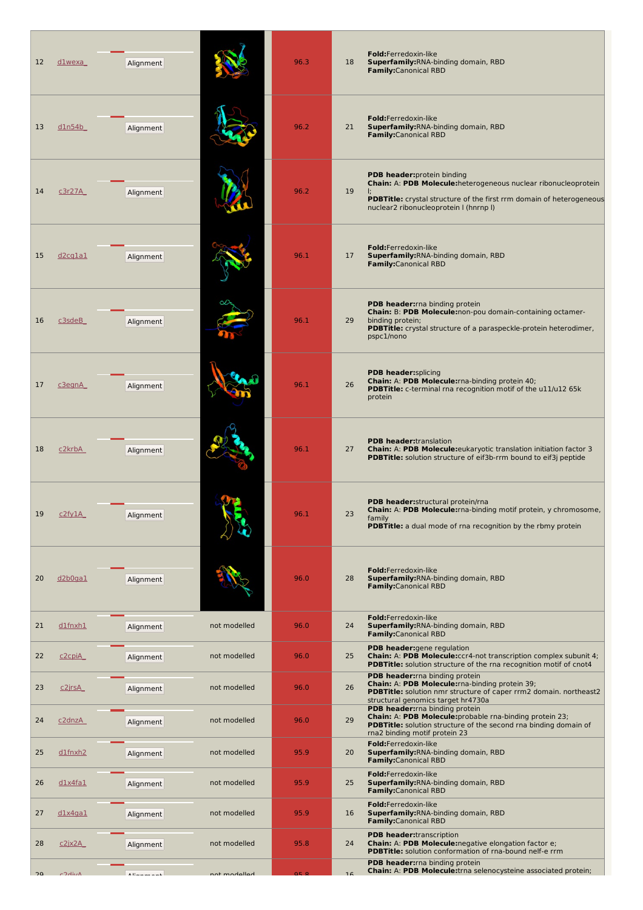| | | | | | | |
|---|---|---|---|---|---|---|
| 12 | d1wexa_ | Alignment | | 96.3 | 18 | **Fold:**Ferredoxin-like **Superfamily:**RNA-binding domain, RBD **Family:**Canonical RBD |
| 13 | d1n54b_ | Alignment | | 96.2 | 21 | **Fold:**Ferredoxin-like **Superfamily:**RNA-binding domain, RBD **Family:**Canonical RBD |
| 14 | c3r27A_ | Alignment | | 96.2 | 19 | **PDB header:**protein binding **Chain:** A: **PDB Molecule:**heterogeneous nuclear ribonucleoprotein l; **PDBTitle:** crystal structure of the first rrm domain of heterogeneous nuclear2 ribonucleoprotein l (hnrnp l) |
| 15 | d2cq1a1 | Alignment | | 96.1 | 17 | **Fold:**Ferredoxin-like **Superfamily:**RNA-binding domain, RBD **Family:**Canonical RBD |
| 16 | c3sdeB_ | Alignment | | 96.1 | 29 | **PDB header:**rna binding protein **Chain:** B: **PDB Molecule:**non-pou domain-containing octamer-binding protein; **PDBTitle:** crystal structure of a paraspeckle-protein heterodimer, pspc1/nono |
| 17 | c3egnA_ | Alignment | | 96.1 | 26 | **PDB header:**splicing **Chain:** A: **PDB Molecule:**rna-binding protein 40; **PDBTitle:** c-terminal rna recognition motif of the u11/u12 65k protein |
| 18 | c2krbA_ | Alignment | | 96.1 | 27 | **PDB header:**translation **Chain:** A: **PDB Molecule:**eukaryotic translation initiation factor 3 **PDBTitle:** solution structure of eif3b-rrm bound to eif3j peptide |
| 19 | c2fy1A_ | Alignment | | 96.1 | 23 | **PDB header:**structural protein/rna **Chain:** A: **PDB Molecule:**rna-binding motif protein, y chromosome, family **PDBTitle:** a dual mode of rna recognition by the rbmy protein |
| 20 | d2b0ga1 | Alignment | | 96.0 | 28 | **Fold:**Ferredoxin-like **Superfamily:**RNA-binding domain, RBD **Family:**Canonical RBD |
| 21 | d1fnxh1 | Alignment | not modelled | 96.0 | 24 | **Fold:**Ferredoxin-like **Superfamily:**RNA-binding domain, RBD **Family:**Canonical RBD |
| 22 | c2cpiA_ | Alignment | not modelled | 96.0 | 25 | **PDB header:**gene regulation **Chain:** A: **PDB Molecule:**ccr4-not transcription complex subunit 4; **PDBTitle:** solution structure of the rna recognition motif of cnot4 |
| 23 | c2jrsA_ | Alignment | not modelled | 96.0 | 26 | **PDB header:**rna binding protein **Chain:** A: **PDB Molecule:**rna-binding protein 39; **PDBTitle:** solution nmr structure of caper rrm2 domain. northeast2 structural genomics target hr4730a |
| 24 | c2dnzA_ | Alignment | not modelled | 96.0 | 29 | **PDB header:**rna binding protein **Chain:** A: **PDB Molecule:**probable rna-binding protein 23; **PDBTitle:** solution structure of the second rna binding domain of rna2 binding motif protein 23 |
| 25 | d1fnxh2 | Alignment | not modelled | 95.9 | 20 | **Fold:**Ferredoxin-like **Superfamily:**RNA-binding domain, RBD **Family:**Canonical RBD |
| 26 | d1x4fa1 | Alignment | not modelled | 95.9 | 25 | **Fold:**Ferredoxin-like **Superfamily:**RNA-binding domain, RBD **Family:**Canonical RBD |
| 27 | d1x4ga1 | Alignment | not modelled | 95.9 | 16 | **Fold:**Ferredoxin-like **Superfamily:**RNA-binding domain, RBD **Family:**Canonical RBD |
| 28 | c2jx2A_ | Alignment | not modelled | 95.8 | 24 | **PDB header:**transcription **Chain:** A: **PDB Molecule:**negative elongation factor e; **PDBTitle:** solution conformation of rna-bound nelf-e rrm |
| 29 | c2diyA_ | Alignment | not modelled | 95.8 | 16 | **PDB header:**rna binding protein **Chain:** A: **PDB Molecule:**trna selenocysteine associated protein; |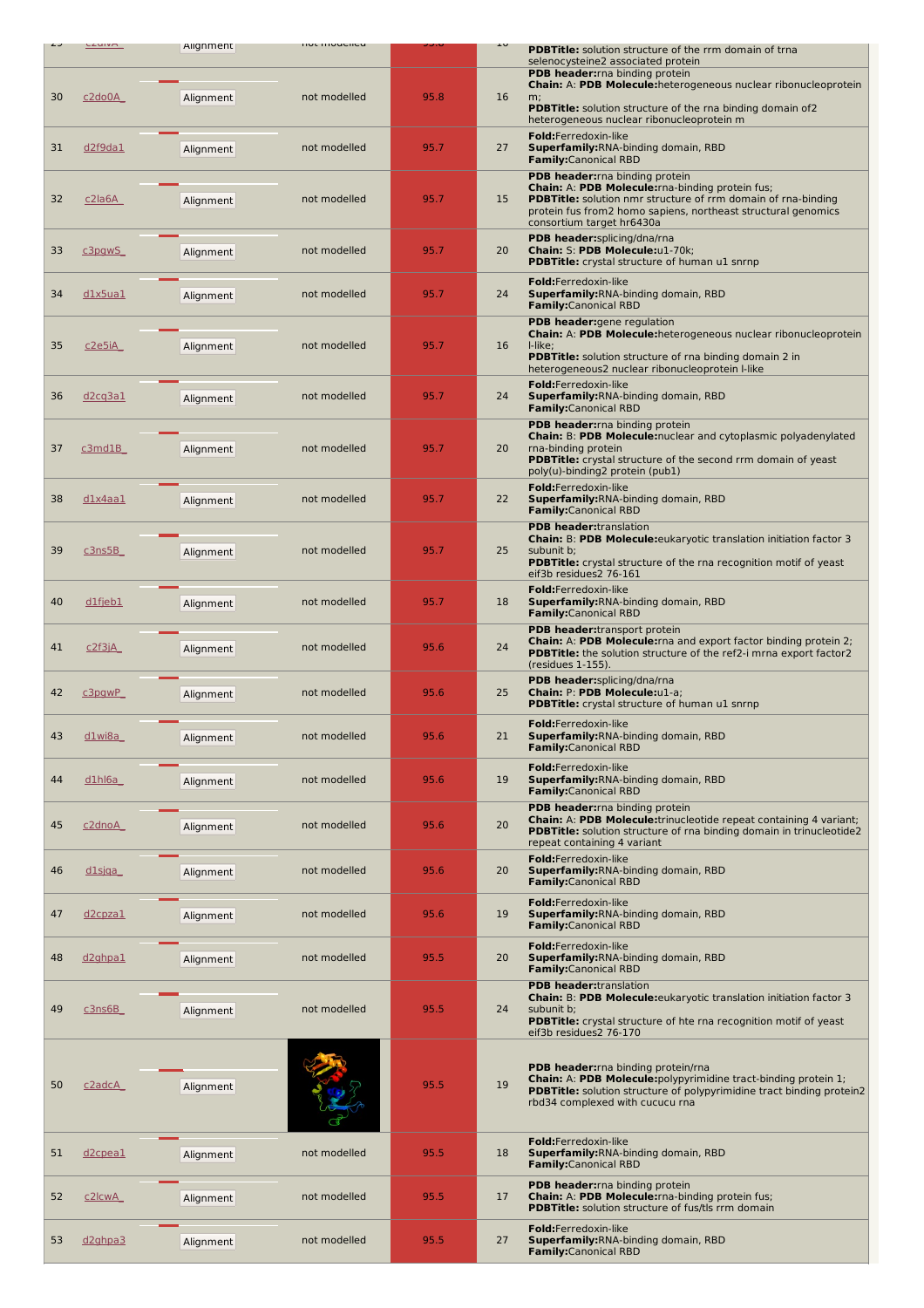| # | Template | Alignment | 3D model | Confidence | % i.d. | Template Information |
|---|---|---|---|---|---|---|
| 29 | c2dnvA_ | Alignment | not modelled | 95.8 | 16 | **PDBTitle:** solution structure of the rrm domain of trna selenocysteine2 associated protein |
| 30 | c2do0A_ | Alignment | not modelled | 95.8 | 16 | **PDB header:**rna binding protein **Chain:** A: **PDB Molecule:**heterogeneous nuclear ribonucleoprotein m; **PDBTitle:** solution structure of the rna binding domain of2 heterogeneous nuclear ribonucleoprotein m |
| 31 | d2f9da1 | Alignment | not modelled | 95.7 | 27 | **Fold:**Ferredoxin-like **Superfamily:**RNA-binding domain, RBD **Family:**Canonical RBD |
| 32 | c2la6A_ | Alignment | not modelled | 95.7 | 15 | **PDB header:**rna binding protein **Chain:** A: **PDB Molecule:**rna-binding protein fus; **PDBTitle:** solution nmr structure of rrm domain of rna-binding protein fus from2 homo sapiens, northeast structural genomics consortium target hr6430a |
| 33 | c3pgwS_ | Alignment | not modelled | 95.7 | 20 | **PDB header:**splicing/dna/rna **Chain:** S: **PDB Molecule:**u1-70k; **PDBTitle:** crystal structure of human u1 snrnp |
| 34 | d1x5ua1 | Alignment | not modelled | 95.7 | 24 | **Fold:**Ferredoxin-like **Superfamily:**RNA-binding domain, RBD **Family:**Canonical RBD |
| 35 | c2e5iA_ | Alignment | not modelled | 95.7 | 16 | **PDB header:**gene regulation **Chain:** A: **PDB Molecule:**heterogeneous nuclear ribonucleoprotein l-like; **PDBTitle:** solution structure of rna binding domain 2 in heterogeneous2 nuclear ribonucleoprotein l-like |
| 36 | d2cq3a1 | Alignment | not modelled | 95.7 | 24 | **Fold:**Ferredoxin-like **Superfamily:**RNA-binding domain, RBD **Family:**Canonical RBD |
| 37 | c3md1B_ | Alignment | not modelled | 95.7 | 20 | **PDB header:**rna binding protein **Chain:** B: **PDB Molecule:**nuclear and cytoplasmic polyadenylated rna-binding protein **PDBTitle:** crystal structure of the second rrm domain of yeast poly(u)-binding2 protein (pub1) |
| 38 | d1x4aa1 | Alignment | not modelled | 95.7 | 22 | **Fold:**Ferredoxin-like **Superfamily:**RNA-binding domain, RBD **Family:**Canonical RBD |
| 39 | c3ns5B_ | Alignment | not modelled | 95.7 | 25 | **PDB header:**translation **Chain:** B: **PDB Molecule:**eukaryotic translation initiation factor 3 subunit b; **PDBTitle:** crystal structure of the rna recognition motif of yeast eif3b residues2 76-161 |
| 40 | d1fjeb1 | Alignment | not modelled | 95.7 | 18 | **Fold:**Ferredoxin-like **Superfamily:**RNA-binding domain, RBD **Family:**Canonical RBD |
| 41 | c2f3jA_ | Alignment | not modelled | 95.6 | 24 | **PDB header:**transport protein **Chain:** A: **PDB Molecule:**rna and export factor binding protein 2; **PDBTitle:** the solution structure of the ref2-i mrna export factor2 (residues 1-155). |
| 42 | c3pgwP_ | Alignment | not modelled | 95.6 | 25 | **PDB header:**splicing/dna/rna **Chain:** P: **PDB Molecule:**u1-a; **PDBTitle:** crystal structure of human u1 snrnp |
| 43 | d1wi8a_ | Alignment | not modelled | 95.6 | 21 | **Fold:**Ferredoxin-like **Superfamily:**RNA-binding domain, RBD **Family:**Canonical RBD |
| 44 | d1hl6a_ | Alignment | not modelled | 95.6 | 19 | **Fold:**Ferredoxin-like **Superfamily:**RNA-binding domain, RBD **Family:**Canonical RBD |
| 45 | c2dnoA_ | Alignment | not modelled | 95.6 | 20 | **PDB header:**rna binding protein **Chain:** A: **PDB Molecule:**trinucleotide repeat containing 4 variant; **PDBTitle:** solution structure of rna binding domain in trinucleotide2 repeat containing 4 variant |
| 46 | d1sjqa_ | Alignment | not modelled | 95.6 | 20 | **Fold:**Ferredoxin-like **Superfamily:**RNA-binding domain, RBD **Family:**Canonical RBD |
| 47 | d2cpza1 | Alignment | not modelled | 95.6 | 19 | **Fold:**Ferredoxin-like **Superfamily:**RNA-binding domain, RBD **Family:**Canonical RBD |
| 48 | d2ghpa1 | Alignment | not modelled | 95.5 | 20 | **Fold:**Ferredoxin-like **Superfamily:**RNA-binding domain, RBD **Family:**Canonical RBD |
| 49 | c3ns6B_ | Alignment | not modelled | 95.5 | 24 | **PDB header:**translation **Chain:** B: **PDB Molecule:**eukaryotic translation initiation factor 3 subunit b; **PDBTitle:** crystal structure of hte rna recognition motif of yeast eif3b residues2 76-170 |
| 50 | c2adcA_ | Alignment | | 95.5 | 19 | **PDB header:**rna binding protein/rna **Chain:** A: **PDB Molecule:**polypyrimidine tract-binding protein 1; **PDBTitle:** solution structure of polypyrimidine tract binding protein2 rbd34 complexed with cucucu rna |
| 51 | d2cpea1 | Alignment | not modelled | 95.5 | 18 | **Fold:**Ferredoxin-like **Superfamily:**RNA-binding domain, RBD **Family:**Canonical RBD |
| 52 | c2lcwA_ | Alignment | not modelled | 95.5 | 17 | **PDB header:**rna binding protein **Chain:** A: **PDB Molecule:**rna-binding protein fus; **PDBTitle:** solution structure of fus/tls rrm domain |
| 53 | d2ghpa3 | Alignment | not modelled | 95.5 | 27 | **Fold:**Ferredoxin-like **Superfamily:**RNA-binding domain, RBD **Family:**Canonical RBD |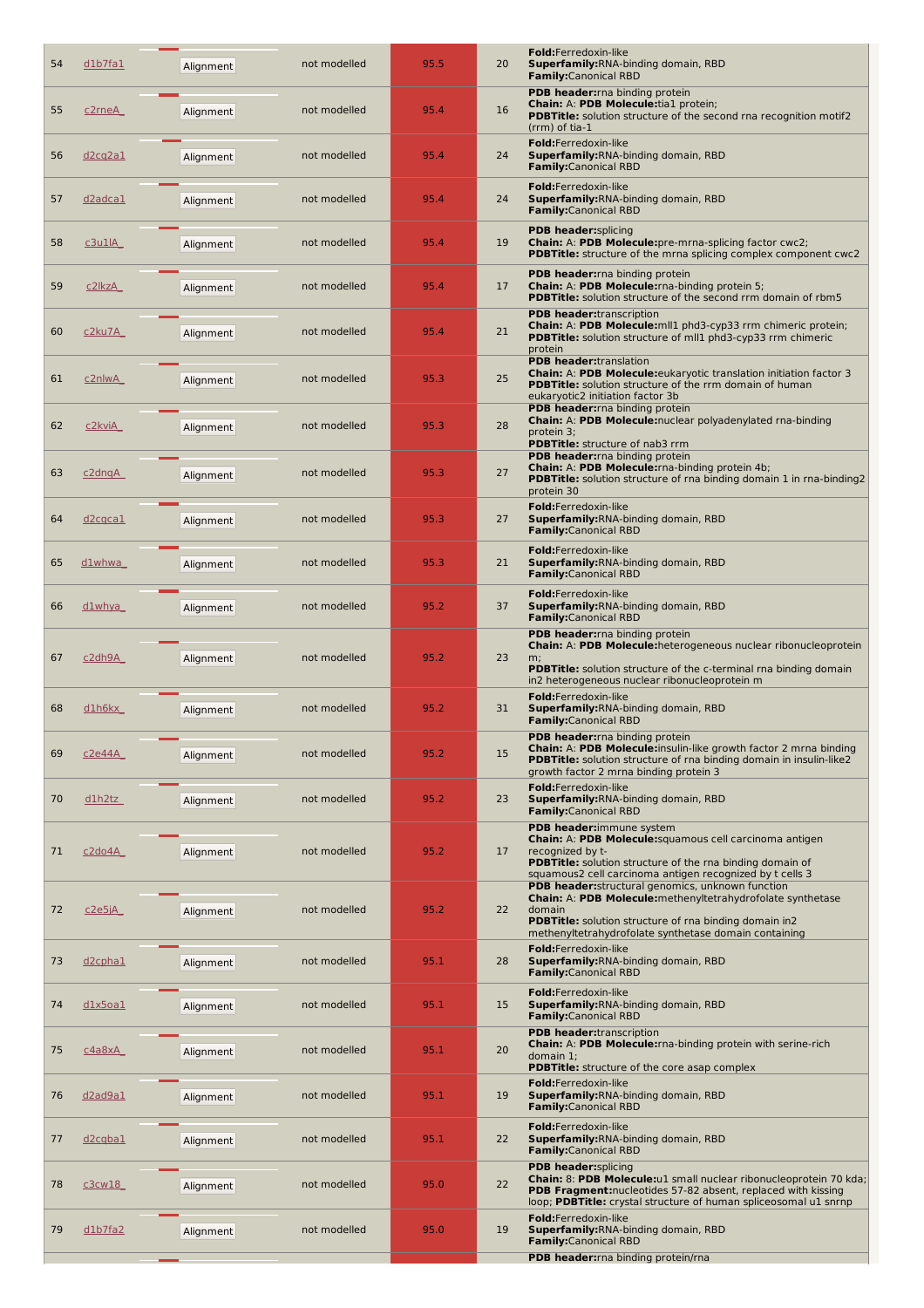| | | | | | | |
|---|---|---|---|---|---|---|
| 54 | d1b7fa1 | Alignment | not modelled | 95.5 | 20 | **Fold:**Ferredoxin-like<br>**Superfamily:**RNA-binding domain, RBD<br>**Family:**Canonical RBD |
| 55 | c2rneA_ | Alignment | not modelled | 95.4 | 16 | **PDB header:**rna binding protein<br>**Chain:** A: **PDB Molecule:**tia1 protein;<br>**PDBTitle:** solution structure of the second rna recognition motif2 (rrm) of tia-1 |
| 56 | d2cq2a1 | Alignment | not modelled | 95.4 | 24 | **Fold:**Ferredoxin-like<br>**Superfamily:**RNA-binding domain, RBD<br>**Family:**Canonical RBD |
| 57 | d2adca1 | Alignment | not modelled | 95.4 | 24 | **Fold:**Ferredoxin-like<br>**Superfamily:**RNA-binding domain, RBD<br>**Family:**Canonical RBD |
| 58 | c3u1lA_ | Alignment | not modelled | 95.4 | 19 | **PDB header:**splicing<br>**Chain:** A: **PDB Molecule:**pre-mrna-splicing factor cwc2;<br>**PDBTitle:** structure of the mrna splicing complex component cwc2 |
| 59 | c2lkzA_ | Alignment | not modelled | 95.4 | 17 | **PDB header:**rna binding protein<br>**Chain:** A: **PDB Molecule:**rna-binding protein 5;<br>**PDBTitle:** solution structure of the second rrm domain of rbm5 |
| 60 | c2ku7A_ | Alignment | not modelled | 95.4 | 21 | **PDB header:**transcription<br>**Chain:** A: **PDB Molecule:**mll1 phd3-cyp33 rrm chimeric protein;<br>**PDBTitle:** solution structure of mll1 phd3-cyp33 rrm chimeric protein |
| 61 | c2nlwA_ | Alignment | not modelled | 95.3 | 25 | **PDB header:**translation<br>**Chain:** A: **PDB Molecule:**eukaryotic translation initiation factor 3<br>**PDBTitle:** solution structure of the rrm domain of human eukaryotic2 initiation factor 3b |
| 62 | c2kviA_ | Alignment | not modelled | 95.3 | 28 | **PDB header:**rna binding protein<br>**Chain:** A: **PDB Molecule:**nuclear polyadenylated rna-binding protein 3;<br>**PDBTitle:** structure of nab3 rrm |
| 63 | c2dnqA_ | Alignment | not modelled | 95.3 | 27 | **PDB header:**rna binding protein<br>**Chain:** A: **PDB Molecule:**rna-binding protein 4b;<br>**PDBTitle:** solution structure of rna binding domain 1 in rna-binding2 protein 30 |
| 64 | d2cqca1 | Alignment | not modelled | 95.3 | 27 | **Fold:**Ferredoxin-like<br>**Superfamily:**RNA-binding domain, RBD<br>**Family:**Canonical RBD |
| 65 | d1whwa_ | Alignment | not modelled | 95.3 | 21 | **Fold:**Ferredoxin-like<br>**Superfamily:**RNA-binding domain, RBD<br>**Family:**Canonical RBD |
| 66 | d1whya_ | Alignment | not modelled | 95.2 | 37 | **Fold:**Ferredoxin-like<br>**Superfamily:**RNA-binding domain, RBD<br>**Family:**Canonical RBD |
| 67 | c2dh9A_ | Alignment | not modelled | 95.2 | 23 | **PDB header:**rna binding protein<br>**Chain:** A: **PDB Molecule:**heterogeneous nuclear ribonucleoprotein m;<br>**PDBTitle:** solution structure of the c-terminal rna binding domain in2 heterogeneous nuclear ribonucleoprotein m |
| 68 | d1h6kx_ | Alignment | not modelled | 95.2 | 31 | **Fold:**Ferredoxin-like<br>**Superfamily:**RNA-binding domain, RBD<br>**Family:**Canonical RBD |
| 69 | c2e44A_ | Alignment | not modelled | 95.2 | 15 | **PDB header:**rna binding protein<br>**Chain:** A: **PDB Molecule:**insulin-like growth factor 2 mrna binding<br>**PDBTitle:** solution structure of rna binding domain in insulin-like2 growth factor 2 mrna binding protein 3 |
| 70 | d1h2tz_ | Alignment | not modelled | 95.2 | 23 | **Fold:**Ferredoxin-like<br>**Superfamily:**RNA-binding domain, RBD<br>**Family:**Canonical RBD |
| 71 | c2do4A_ | Alignment | not modelled | 95.2 | 17 | **PDB header:**immune system<br>**Chain:** A: **PDB Molecule:**squamous cell carcinoma antigen recognized by t-<br>**PDBTitle:** solution structure of the rna binding domain of squamous2 cell carcinoma antigen recognized by t cells 3 |
| 72 | c2e5jA_ | Alignment | not modelled | 95.2 | 22 | **PDB header:**structural genomics, unknown function<br>**Chain:** A: **PDB Molecule:**methenyltetrahydrofolate synthetase domain<br>**PDBTitle:** solution structure of rna binding domain in2 methenyltetrahydrofolate synthetase domain containing |
| 73 | d2cpha1 | Alignment | not modelled | 95.1 | 28 | **Fold:**Ferredoxin-like<br>**Superfamily:**RNA-binding domain, RBD<br>**Family:**Canonical RBD |
| 74 | d1x5oa1 | Alignment | not modelled | 95.1 | 15 | **Fold:**Ferredoxin-like<br>**Superfamily:**RNA-binding domain, RBD<br>**Family:**Canonical RBD |
| 75 | c4a8xA_ | Alignment | not modelled | 95.1 | 20 | **PDB header:**transcription<br>**Chain:** A: **PDB Molecule:**rna-binding protein with serine-rich domain 1;<br>**PDBTitle:** structure of the core asap complex |
| 76 | d2ad9a1 | Alignment | not modelled | 95.1 | 19 | **Fold:**Ferredoxin-like<br>**Superfamily:**RNA-binding domain, RBD<br>**Family:**Canonical RBD |
| 77 | d2cqba1 | Alignment | not modelled | 95.1 | 22 | **Fold:**Ferredoxin-like<br>**Superfamily:**RNA-binding domain, RBD<br>**Family:**Canonical RBD |
| 78 | c3cw18_ | Alignment | not modelled | 95.0 | 22 | **PDB header:**splicing<br>**Chain:** 8: **PDB Molecule:**u1 small nuclear ribonucleoprotein 70 kda;<br>**PDB Fragment:**nucleotides 57-82 absent, replaced with kissing loop; **PDBTitle:** crystal structure of human spliceosomal u1 snrnp |
| 79 | d1b7fa2 | Alignment | not modelled | 95.0 | 19 | **Fold:**Ferredoxin-like<br>**Superfamily:**RNA-binding domain, RBD<br>**Family:**Canonical RBD |
| | | | | | | **PDB header:**rna binding protein/rna |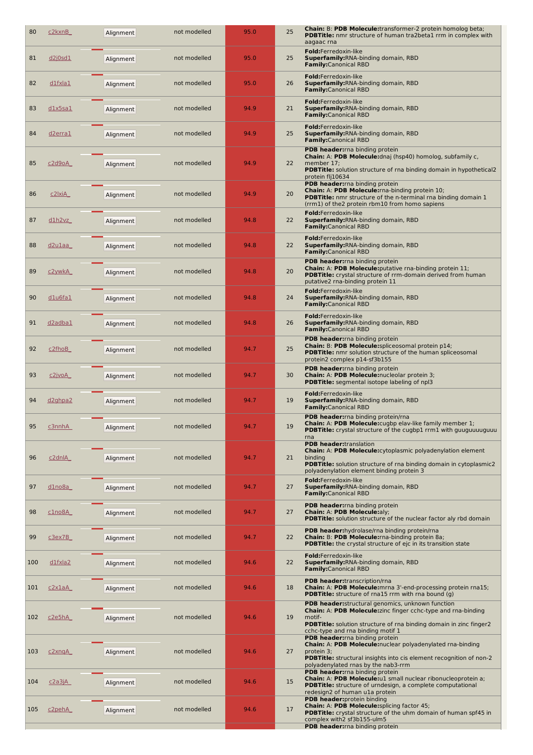| 80 | c2kxnB_ | Alignment | not modelled | 95.0 | 25 | **Chain:** B: **PDB Molecule:**transformer-2 protein homolog beta; **PDBTitle:** nmr structure of human tra2beta1 rrm in complex with aagaac rna |
|---|---|---|---|---|---|---|
| 81 | d2j0sd1 | Alignment | not modelled | 95.0 | 25 | **Fold:**Ferredoxin-like **Superfamily:**RNA-binding domain, RBD **Family:**Canonical RBD |
| 82 | d1fxla1 | Alignment | not modelled | 95.0 | 26 | **Fold:**Ferredoxin-like **Superfamily:**RNA-binding domain, RBD **Family:**Canonical RBD |
| 83 | d1x5sa1 | Alignment | not modelled | 94.9 | 21 | **Fold:**Ferredoxin-like **Superfamily:**RNA-binding domain, RBD **Family:**Canonical RBD |
| 84 | d2erra1 | Alignment | not modelled | 94.9 | 25 | **Fold:**Ferredoxin-like **Superfamily:**RNA-binding domain, RBD **Family:**Canonical RBD |
| 85 | c2d9oA_ | Alignment | not modelled | 94.9 | 22 | **PDB header:**rna binding protein **Chain:** A: **PDB Molecule:**dnaj (hsp40) homolog, subfamily c, member 17; **PDBTitle:** solution structure of rna binding domain in hypothetical2 protein flj10634 |
| 86 | c2lxiA_ | Alignment | not modelled | 94.9 | 20 | **PDB header:**rna binding protein **Chain:** A: **PDB Molecule:**rna-binding protein 10; **PDBTitle:** nmr structure of the n-terminal rna binding domain 1 (rrm1) of the2 protein rbm10 from homo sapiens |
| 87 | d1h2vz_ | Alignment | not modelled | 94.8 | 22 | **Fold:**Ferredoxin-like **Superfamily:**RNA-binding domain, RBD **Family:**Canonical RBD |
| 88 | d2u1aa_ | Alignment | not modelled | 94.8 | 22 | **Fold:**Ferredoxin-like **Superfamily:**RNA-binding domain, RBD **Family:**Canonical RBD |
| 89 | c2ywkA_ | Alignment | not modelled | 94.8 | 20 | **PDB header:**rna binding protein **Chain:** A: **PDB Molecule:**putative rna-binding protein 11; **PDBTitle:** crystal structure of rrm-domain derived from human putative2 rna-binding protein 11 |
| 90 | d1u6fa1 | Alignment | not modelled | 94.8 | 24 | **Fold:**Ferredoxin-like **Superfamily:**RNA-binding domain, RBD **Family:**Canonical RBD |
| 91 | d2adba1 | Alignment | not modelled | 94.8 | 26 | **Fold:**Ferredoxin-like **Superfamily:**RNA-binding domain, RBD **Family:**Canonical RBD |
| 92 | c2fhoB_ | Alignment | not modelled | 94.7 | 25 | **PDB header:**rna binding protein **Chain:** B: **PDB Molecule:**spliceosomal protein p14; **PDBTitle:** nmr solution structure of the human spliceosomal protein2 complex p14-sf3b155 |
| 93 | c2jvoA_ | Alignment | not modelled | 94.7 | 30 | **PDB header:**rna binding protein **Chain:** A: **PDB Molecule:**nucleolar protein 3; **PDBTitle:** segmental isotope labeling of npl3 |
| 94 | d2ghpa2 | Alignment | not modelled | 94.7 | 19 | **Fold:**Ferredoxin-like **Superfamily:**RNA-binding domain, RBD **Family:**Canonical RBD |
| 95 | c3nnhA_ | Alignment | not modelled | 94.7 | 19 | **PDB header:**rna binding protein/rna **Chain:** A: **PDB Molecule:**cugbp elav-like family member 1; **PDBTitle:** crystal structure of the cugbp1 rrm1 with guuguuuuguuu rna |
| 96 | c2dnlA_ | Alignment | not modelled | 94.7 | 21 | **PDB header:**translation **Chain:** A: **PDB Molecule:**cytoplasmic polyadenylation element binding **PDBTitle:** solution structure of rna binding domain in cytoplasmic2 polyadenylation element binding protein 3 |
| 97 | d1no8a_ | Alignment | not modelled | 94.7 | 27 | **Fold:**Ferredoxin-like **Superfamily:**RNA-binding domain, RBD **Family:**Canonical RBD |
| 98 | c1no8A_ | Alignment | not modelled | 94.7 | 27 | **PDB header:**rna binding protein **Chain:** A: **PDB Molecule:**aly; **PDBTitle:** solution structure of the nuclear factor aly rbd domain |
| 99 | c3ex7B_ | Alignment | not modelled | 94.7 | 22 | **PDB header:**hydrolase/rna binding protein/rna **Chain:** B: **PDB Molecule:**rna-binding protein 8a; **PDBTitle:** the crystal structure of ejc in its transition state |
| 100 | d1fxla2 | Alignment | not modelled | 94.6 | 22 | **Fold:**Ferredoxin-like **Superfamily:**RNA-binding domain, RBD **Family:**Canonical RBD |
| 101 | c2x1aA_ | Alignment | not modelled | 94.6 | 18 | **PDB header:**transcription/rna **Chain:** A: **PDB Molecule:**mrna 3'-end-processing protein rna15; **PDBTitle:** structure of rna15 rrm with rna bound (g) |
| 102 | c2e5hA_ | Alignment | not modelled | 94.6 | 19 | **PDB header:**structural genomics, unknown function **Chain:** A: **PDB Molecule:**zinc finger cchc-type and rna-binding motif- **PDBTitle:** solution structure of rna binding domain in zinc finger2 cchc-type and rna binding motif 1 |
| 103 | c2xnqA_ | Alignment | not modelled | 94.6 | 27 | **PDB header:**rna binding protein **Chain:** A: **PDB Molecule:**nuclear polyadenylated rna-binding protein 3; **PDBTitle:** structural insights into cis element recognition of non-2 polyadenylated rnas by the nab3-rrm |
| 104 | c2a3jA_ | Alignment | not modelled | 94.6 | 15 | **PDB header:**rna binding protein **Chain:** A: **PDB Molecule:**u1 small nuclear ribonucleoprotein a; **PDBTitle:** structure of urndesign, a complete computational redesign2 of human u1a protein |
| 105 | c2pehA_ | Alignment | not modelled | 94.6 | 17 | **PDB header:**protein binding **Chain:** A: **PDB Molecule:**splicing factor 45; **PDBTitle:** crystal structure of the uhm domain of human spf45 in complex with2 sf3b155-ulm5 |
| | | | | | | **PDB header:**rna binding protein |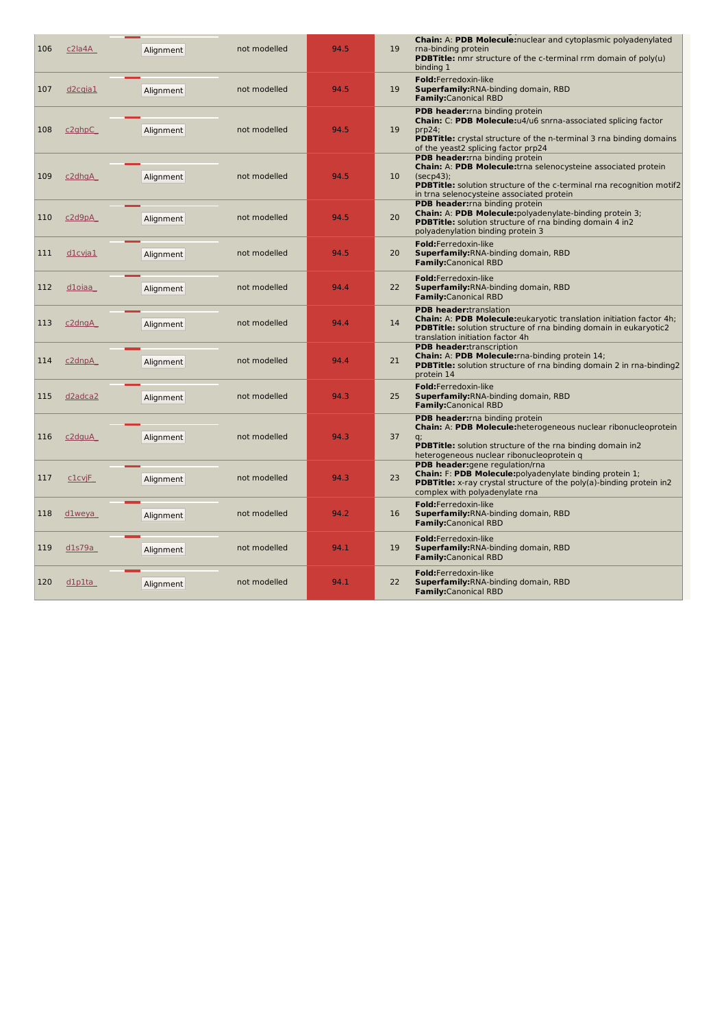| | | | | | | |
|---|---|---|---|---|---|---|
| 106 | c2la4A_ | Alignment | not modelled | 94.5 | 19 | **Chain:** A: **PDB Molecule:**nuclear and cytoplasmic polyadenylated rna-binding protein **PDBTitle:** nmr structure of the c-terminal rrm domain of poly(u) binding 1 |
| 107 | d2cqia1 | Alignment | not modelled | 94.5 | 19 | **Fold:**Ferredoxin-like **Superfamily:**RNA-binding domain, RBD **Family:**Canonical RBD |
| 108 | c2ghpC_ | Alignment | not modelled | 94.5 | 19 | **PDB header:**rna binding protein **Chain:** C: **PDB Molecule:**u4/u6 snrna-associated splicing factor prp24; **PDBTitle:** crystal structure of the n-terminal 3 rna binding domains of the yeast2 splicing factor prp24 |
| 109 | c2dhgA_ | Alignment | not modelled | 94.5 | 10 | **PDB header:**rna binding protein **Chain:** A: **PDB Molecule:**trna selenocysteine associated protein (secp43); **PDBTitle:** solution structure of the c-terminal rna recognition motif2 in trna selenocysteine associated protein |
| 110 | c2d9pA_ | Alignment | not modelled | 94.5 | 20 | **PDB header:**rna binding protein **Chain:** A: **PDB Molecule:**polyadenylate-binding protein 3; **PDBTitle:** solution structure of rna binding domain 4 in2 polyadenylation binding protein 3 |
| 111 | d1cvja1 | Alignment | not modelled | 94.5 | 20 | **Fold:**Ferredoxin-like **Superfamily:**RNA-binding domain, RBD **Family:**Canonical RBD |
| 112 | d1oiaa_ | Alignment | not modelled | 94.4 | 22 | **Fold:**Ferredoxin-like **Superfamily:**RNA-binding domain, RBD **Family:**Canonical RBD |
| 113 | c2dngA_ | Alignment | not modelled | 94.4 | 14 | **PDB header:**translation **Chain:** A: **PDB Molecule:**eukaryotic translation initiation factor 4h; **PDBTitle:** solution structure of rna binding domain in eukaryotic2 translation initiation factor 4h |
| 114 | c2dnpA_ | Alignment | not modelled | 94.4 | 21 | **PDB header:**transcription **Chain:** A: **PDB Molecule:**rna-binding protein 14; **PDBTitle:** solution structure of rna binding domain 2 in rna-binding2 protein 14 |
| 115 | d2adca2 | Alignment | not modelled | 94.3 | 25 | **Fold:**Ferredoxin-like **Superfamily:**RNA-binding domain, RBD **Family:**Canonical RBD |
| 116 | c2dguA_ | Alignment | not modelled | 94.3 | 37 | **PDB header:**rna binding protein **Chain:** A: **PDB Molecule:**heterogeneous nuclear ribonucleoprotein q; **PDBTitle:** solution structure of the rna binding domain in2 heterogeneous nuclear ribonucleoprotein q |
| 117 | c1cvjF_ | Alignment | not modelled | 94.3 | 23 | **PDB header:**gene regulation/rna **Chain:** F: **PDB Molecule:**polyadenylate binding protein 1; **PDBTitle:** x-ray crystal structure of the poly(a)-binding protein in2 complex with polyadenylate rna |
| 118 | d1weya_ | Alignment | not modelled | 94.2 | 16 | **Fold:**Ferredoxin-like **Superfamily:**RNA-binding domain, RBD **Family:**Canonical RBD |
| 119 | d1s79a_ | Alignment | not modelled | 94.1 | 19 | **Fold:**Ferredoxin-like **Superfamily:**RNA-binding domain, RBD **Family:**Canonical RBD |
| 120 | d1p1ta_ | Alignment | not modelled | 94.1 | 22 | **Fold:**Ferredoxin-like **Superfamily:**RNA-binding domain, RBD **Family:**Canonical RBD |